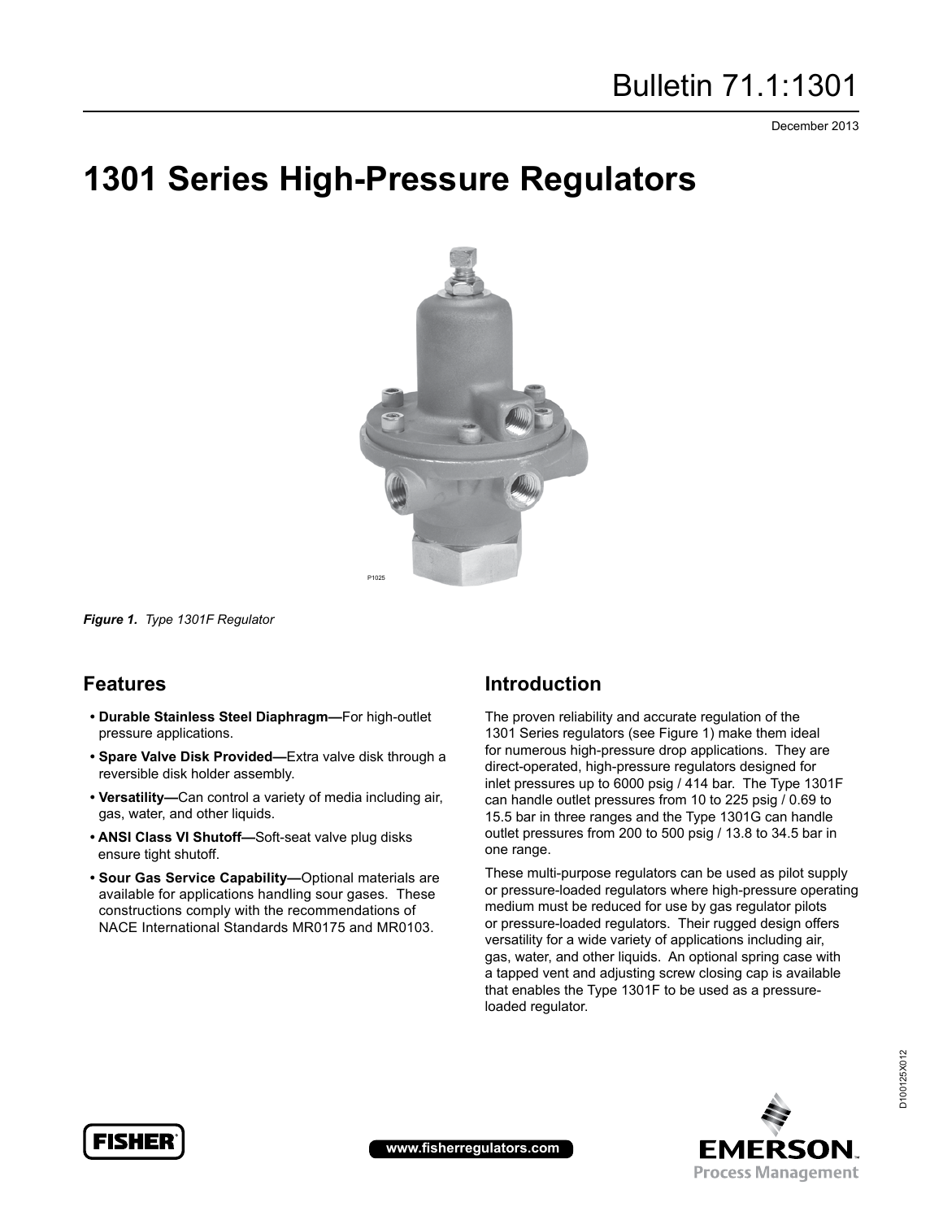# Bulletin 71.1:1301

December 2013

# 1301 Series High-Pressure Regulators

*Figure 1. Type 1301F Regulator*

## Features

- **Durable Stainless Steel Diaphragm—**For high-outlet pressure applications.
- **Spare Valve Disk Provided—**Extra valve disk through a reversible disk holder assembly.
- **Versatility—**Can control a variety of media including air, gas, water, and other liquids.
- **ANSI Class VI Shutoff—**Soft-seat valve plug disks ensure tight shutoff.
- **Sour Gas Service Capability—**Optional materials are available for applications handling sour gases. These constructions comply with the recommendations of NACE International Standards MR0175 and MR0103.

## Introduction

The proven reliability and accurate regulation of the 1301 Series regulators (see Figure 1) make them ideal for numerous high-pressure drop applications. They are direct-operated, high-pressure regulators designed for inlet pressures up to 6000 psig / 414 bar. The Type 1301F can handle outlet pressures from 10 to 225 psig / 0.69 to 15.5 bar in three ranges and the Type 1301G can handle outlet pressures from 200 to 500 psig / 13.8 to 34.5 bar in one range.

These multi-purpose regulators can be used as pilot supply or pressure-loaded regulators where high-pressure operating medium must be reduced for use by gas regulator pilots or pressure-loaded regulators. Their rugged design offers versatility for a wide variety of applications including air, gas, water, and other liquids. An optional spring case with a tapped vent and adjusting screw closing cap is available that enables the Type 1301F to be used as a pressure-loaded regulator.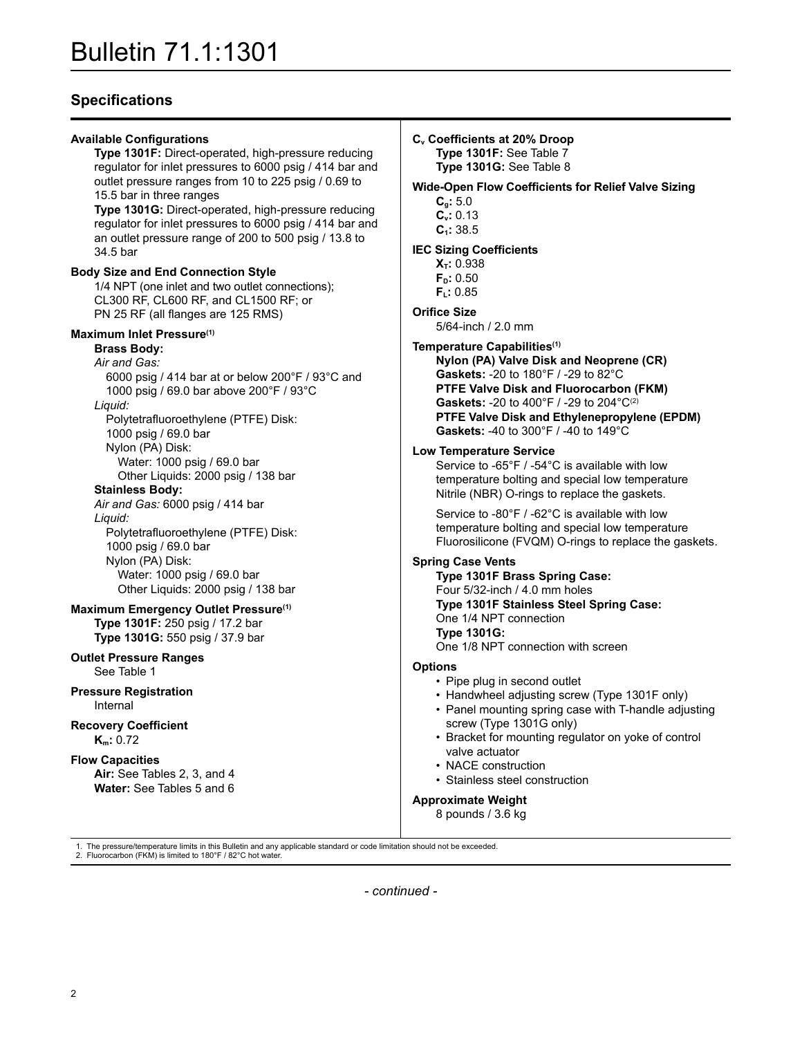## Specifications

**Available Configurations**

**Type 1301F:** Direct-operated, high-pressure reducing regulator for inlet pressures to 6000 psig / 414 bar and outlet pressure ranges from 10 to 225 psig / 0.69 to 15.5 bar in three ranges

**Type 1301G:** Direct-operated, high-pressure reducing regulator for inlet pressures to 6000 psig / 414 bar and an outlet pressure range of 200 to 500 psig / 13.8 to 34.5 bar

**Body Size and End Connection Style**

1/4 NPT (one inlet and two outlet connections); CL300 RF, CL600 RF, and CL1500 RF; or PN 25 RF (all flanges are 125 RMS)

**Maximum Inlet Pressure[1]**

**Brass Body:**

*Air and Gas:*

6000 psig / 414 bar at or below 200°F / 93°C and 1000 psig / 69.0 bar above 200°F / 93°C

*Liquid:*

Polytetrafluoroethylene (PTFE) Disk: 1000 psig / 69.0 bar

Nylon (PA) Disk:

Water: 1000 psig / 69.0 bar

Other Liquids: 2000 psig / 138 bar

**Stainless Body:**

*Air and Gas:* 6000 psig / 414 bar

*Liquid:*

Polytetrafluoroethylene (PTFE) Disk: 1000 psig / 69.0 bar

Nylon (PA) Disk:

Water: 1000 psig / 69.0 bar

Other Liquids: 2000 psig / 138 bar

**Maximum Emergency Outlet Pressure[1]**

**Type 1301F:** 250 psig / 17.2 bar

**Type 1301G:** 550 psig / 37.9 bar

**Outlet Pressure Ranges**

See Table 1

**Pressure Registration**

Internal

**Recovery Coefficient**

**$K_m$:** 0.72

**Flow Capacities**

**Air:** See Tables 2, 3, and 4

**Water:** See Tables 5 and 6

**$C_v$ Coefficients at 20% Droop**

**Type 1301F:** See Table 7

**Type 1301G:** See Table 8

**Wide-Open Flow Coefficients for Relief Valve Sizing**

**$C_g$:** 5.0

**$C_v$:** 0.13

**$C_1$:** 38.5

**IEC Sizing Coefficients**

**$X_T$:** 0.938

**$F_D$:** 0.50

**$F_L$:** 0.85

**Orifice Size**

5/64-inch / 2.0 mm

**Temperature Capabilities[1]**

**Nylon (PA) Valve Disk and Neoprene (CR) Gaskets:** -20 to 180°F / -29 to 82°C

**PTFE Valve Disk and Fluorocarbon (FKM) Gaskets:** -20 to 400°F / -29 to 204°C[2]

**PTFE Valve Disk and Ethylenepropylene (EPDM) Gaskets:** -40 to 300°F / -40 to 149°C

**Low Temperature Service**

Service to -65°F / -54°C is available with low temperature bolting and special low temperature Nitrile (NBR) O-rings to replace the gaskets.

Service to -80°F / -62°C is available with low temperature bolting and special low temperature Fluorosilicone (FVQM) O-rings to replace the gaskets.

**Spring Case Vents**

**Type 1301F Brass Spring Case:**
Four 5/32-inch / 4.0 mm holes

**Type 1301F Stainless Steel Spring Case:**
One 1/4 NPT connection

**Type 1301G:**
One 1/8 NPT connection with screen

**Options**

- Pipe plug in second outlet
- Handwheel adjusting screw (Type 1301F only)
- Panel mounting spring case with T-handle adjusting screw (Type 1301G only)
- Bracket for mounting regulator on yoke of control valve actuator
- NACE construction
- Stainless steel construction

**Approximate Weight**

8 pounds / 3.6 kg

1. The pressure/temperature limits in this Bulletin and any applicable standard or code limitation should not be exceeded.
2. Fluorocarbon (FKM) is limited to 180°F / 82°C hot water.

*- continued -*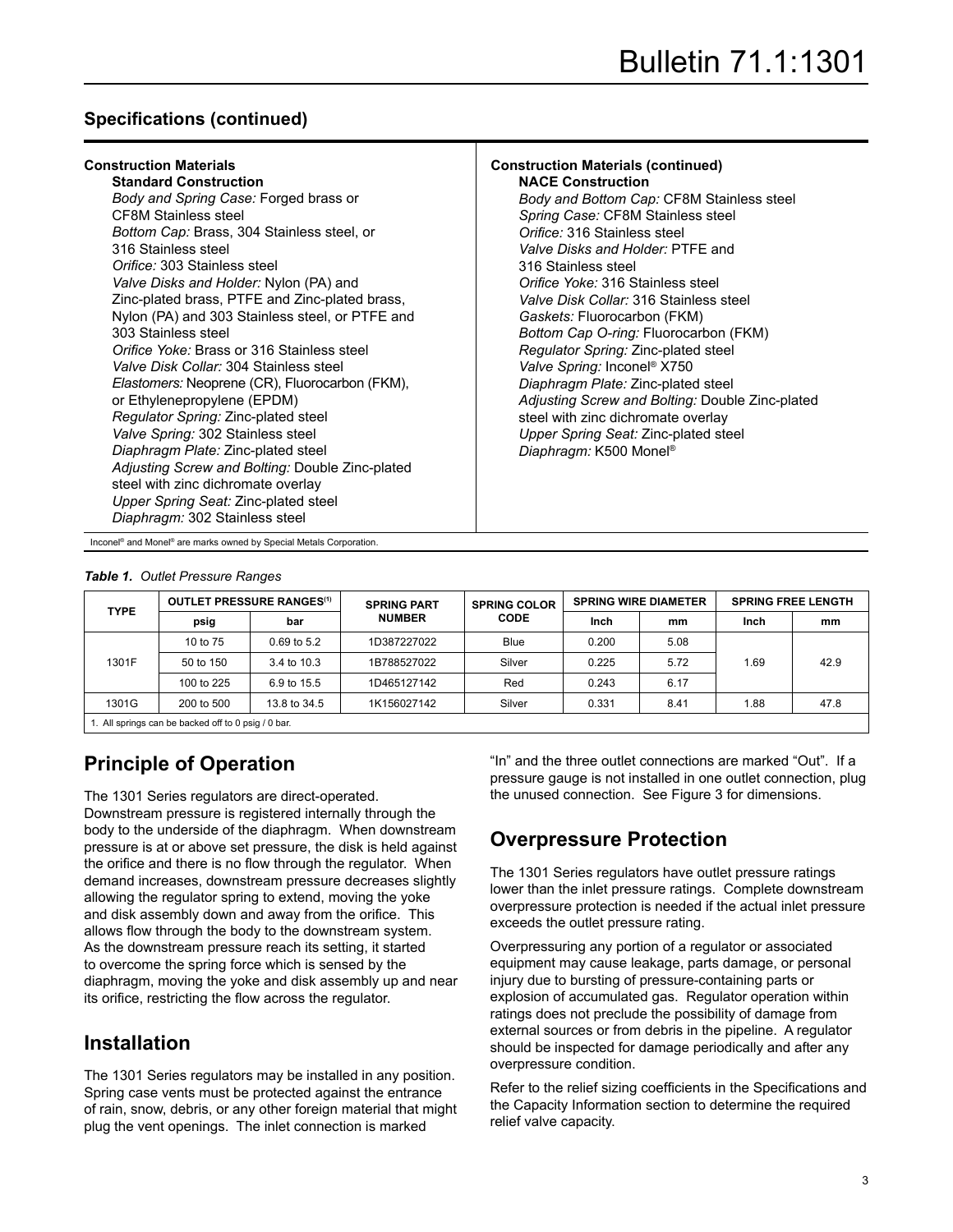## Specifications (continued)

**Construction Materials**

**Standard Construction**

*Body and Spring Case:* Forged brass or CF8M Stainless steel
*Bottom Cap:* Brass, 304 Stainless steel, or 316 Stainless steel
*Orifice:* 303 Stainless steel
*Valve Disks and Holder:* Nylon (PA) and Zinc-plated brass, PTFE and Zinc-plated brass, Nylon (PA) and 303 Stainless steel, or PTFE and 303 Stainless steel
*Orifice Yoke:* Brass or 316 Stainless steel
*Valve Disk Collar:* 304 Stainless steel
*Elastomers:* Neoprene (CR), Fluorocarbon (FKM), or Ethylenepropylene (EPDM)
*Regulator Spring:* Zinc-plated steel
*Valve Spring:* 302 Stainless steel
*Diaphragm Plate:* Zinc-plated steel
*Adjusting Screw and Bolting:* Double Zinc-plated steel with zinc dichromate overlay
*Upper Spring Seat:* Zinc-plated steel
*Diaphragm:* 302 Stainless steel

**Construction Materials (continued)**

**NACE Construction**

*Body and Bottom Cap:* CF8M Stainless steel
*Spring Case:* CF8M Stainless steel
*Orifice:* 316 Stainless steel
*Valve Disks and Holder:* PTFE and 316 Stainless steel
*Orifice Yoke:* 316 Stainless steel
*Valve Disk Collar:* 316 Stainless steel
*Gaskets:* Fluorocarbon (FKM)
*Bottom Cap O-ring:* Fluorocarbon (FKM)
*Regulator Spring:* Zinc-plated steel
*Valve Spring:* Inconel® X750
*Diaphragm Plate:* Zinc-plated steel
*Adjusting Screw and Bolting:* Double Zinc-plated steel with zinc dichromate overlay
*Upper Spring Seat:* Zinc-plated steel
*Diaphragm:* K500 Monel®

Inconel® and Monel® are marks owned by Special Metals Corporation.

***Table 1.*** *Outlet Pressure Ranges*

| TYPE | OUTLET PRESSURE RANGES[1] | | SPRING PART NUMBER | SPRING COLOR CODE | SPRING WIRE DIAMETER | | SPRING FREE LENGTH | |
|---|---|---|---|---|---|---|---|---|
| | psig | bar | | | Inch | mm | Inch | mm |
| 1301F | 10 to 75 | 0.69 to 5.2 | 1D387227022 | Blue | 0.200 | 5.08 | 1.69 | 42.9 |
| | 50 to 150 | 3.4 to 10.3 | 1B788527022 | Silver | 0.225 | 5.72 | | |
| | 100 to 225 | 6.9 to 15.5 | 1D465127142 | Red | 0.243 | 6.17 | | |
| 1301G | 200 to 500 | 13.8 to 34.5 | 1K156027142 | Silver | 0.331 | 8.41 | 1.88 | 47.8 |

1. All springs can be backed off to 0 psig / 0 bar.

## Principle of Operation

The 1301 Series regulators are direct-operated. Downstream pressure is registered internally through the body to the underside of the diaphragm. When downstream pressure is at or above set pressure, the disk is held against the orifice and there is no flow through the regulator. When demand increases, downstream pressure decreases slightly allowing the regulator spring to extend, moving the yoke and disk assembly down and away from the orifice. This allows flow through the body to the downstream system. As the downstream pressure reach its setting, it started to overcome the spring force which is sensed by the diaphragm, moving the yoke and disk assembly up and near its orifice, restricting the flow across the regulator.

## Installation

The 1301 Series regulators may be installed in any position. Spring case vents must be protected against the entrance of rain, snow, debris, or any other foreign material that might plug the vent openings. The inlet connection is marked "In" and the three outlet connections are marked "Out". If a pressure gauge is not installed in one outlet connection, plug the unused connection. See Figure 3 for dimensions.

## Overpressure Protection

The 1301 Series regulators have outlet pressure ratings lower than the inlet pressure ratings. Complete downstream overpressure protection is needed if the actual inlet pressure exceeds the outlet pressure rating.

Overpressuring any portion of a regulator or associated equipment may cause leakage, parts damage, or personal injury due to bursting of pressure-containing parts or explosion of accumulated gas. Regulator operation within ratings does not preclude the possibility of damage from external sources or from debris in the pipeline. A regulator should be inspected for damage periodically and after any overpressure condition.

Refer to the relief sizing coefficients in the Specifications and the Capacity Information section to determine the required relief valve capacity.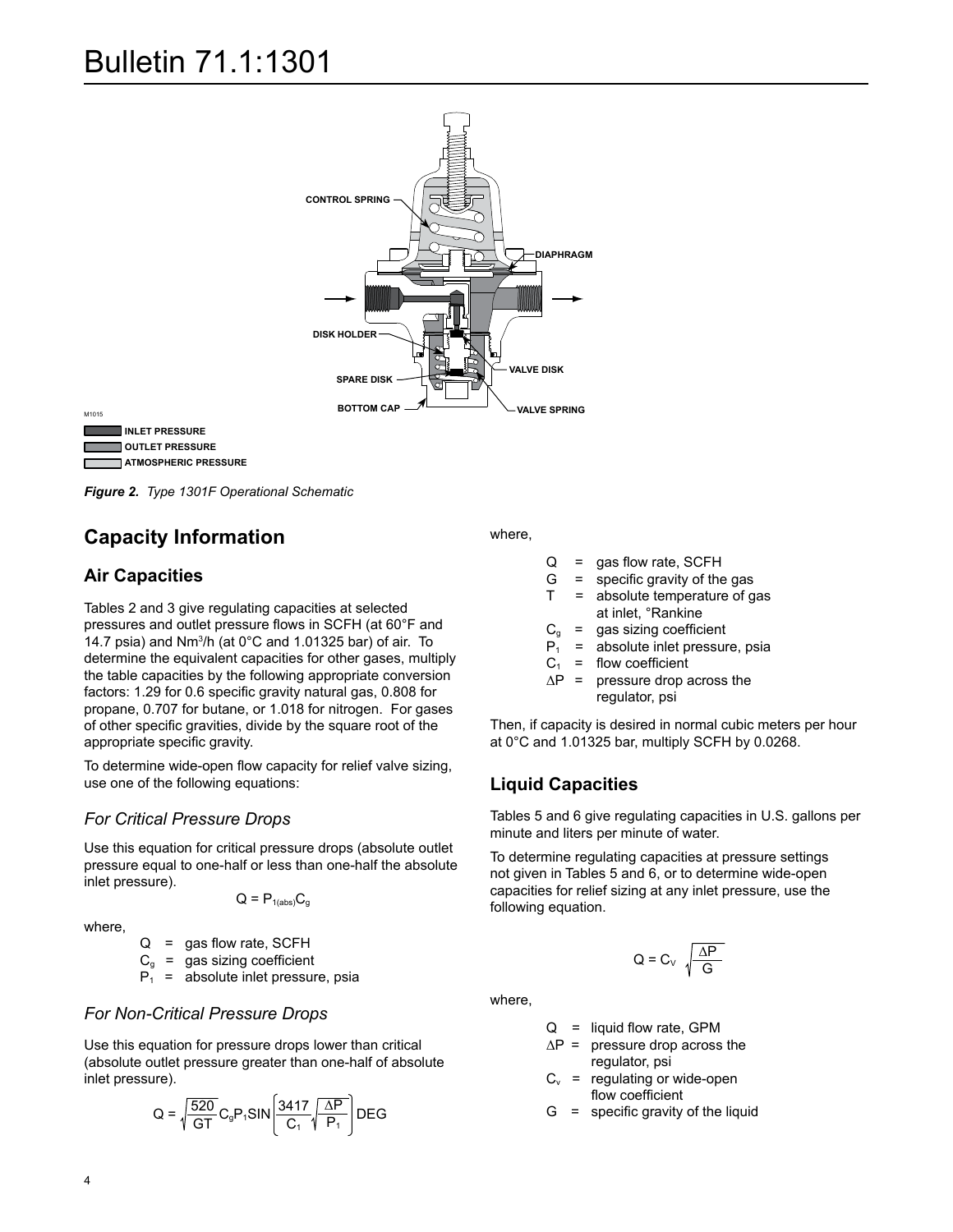*Figure 2. Type 1301F Operational Schematic*

## Capacity Information

### Air Capacities

Tables 2 and 3 give regulating capacities at selected pressures and outlet pressure flows in SCFH (at 60°F and 14.7 psia) and $Nm^3/h$ (at 0°C and 1.01325 bar) of air. To determine the equivalent capacities for other gases, multiply the table capacities by the following appropriate conversion factors: 1.29 for 0.6 specific gravity natural gas, 0.808 for propane, 0.707 for butane, or 1.018 for nitrogen. For gases of other specific gravities, divide by the square root of the appropriate specific gravity.

To determine wide-open flow capacity for relief valve sizing, use one of the following equations:

#### *For Critical Pressure Drops*

Use this equation for critical pressure drops (absolute outlet pressure equal to one-half or less than one-half the absolute inlet pressure).

$$Q = P_{1(abs)}C_g$$

where,

- $Q$ = gas flow rate, SCFH
- $C_g$ = gas sizing coefficient
- $P_1$ = absolute inlet pressure, psia

#### *For Non-Critical Pressure Drops*

Use this equation for pressure drops lower than critical (absolute outlet pressure greater than one-half of absolute inlet pressure).

$$Q = \sqrt{\frac{520}{GT}}C_gP_1\text{SIN}\left(\frac{3417}{C_1}\sqrt{\frac{\Delta P}{P_1}}\right)\text{DEG}$$

where,

- $Q$ = gas flow rate, SCFH
- $G$ = specific gravity of the gas
- $T$ = absolute temperature of gas at inlet, °Rankine
- $C_g$ = gas sizing coefficient
- $P_1$ = absolute inlet pressure, psia
- $C_1$ = flow coefficient
- $\Delta P$ = pressure drop across the regulator, psi

Then, if capacity is desired in normal cubic meters per hour at 0°C and 1.01325 bar, multiply SCFH by 0.0268.

### Liquid Capacities

Tables 5 and 6 give regulating capacities in U.S. gallons per minute and liters per minute of water.

To determine regulating capacities at pressure settings not given in Tables 5 and 6, or to determine wide-open capacities for relief sizing at any inlet pressure, use the following equation.

$$Q = C_V\sqrt{\frac{\Delta P}{G}}$$

where,

- $Q$ = liquid flow rate, GPM
- $\Delta P$ = pressure drop across the regulator, psi
- $C_v$ = regulating or wide-open flow coefficient
- $G$ = specific gravity of the liquid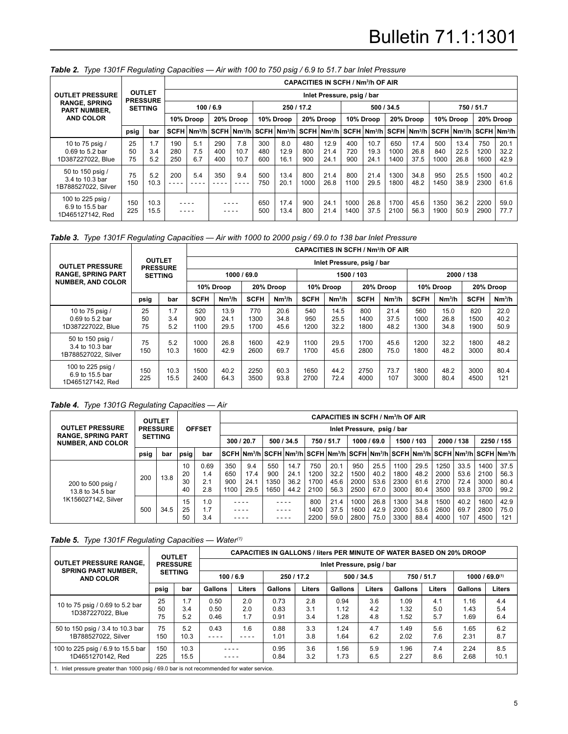**Table 2.** *Type 1301F Regulating Capacities — Air with 100 to 750 psig / 6.9 to 51.7 bar Inlet Pressure*

| OUTLET PRESSURE RANGE, SPRING PART NUMBER, AND COLOR | OUTLET PRESSURE SETTING | | CAPACITIES IN SCFH / Nm³/h OF AIR | | | | | | | | | | | | | | | |
|---|---|---|---|---|---|---|---|---|---|---|---|---|---|---|---|---|---|---|
| | | | Inlet Pressure, psig / bar | | | | | | | | | | | | | | | |
| | | | 100 / 6.9 | | | | 250 / 17.2 | | | | 500 / 34.5 | | | | 750 / 51.7 | | | |
| | | | 10% Droop | | 20% Droop | | 10% Droop | | 20% Droop | | 10% Droop | | 20% Droop | | 10% Droop | | 20% Droop | |
| | psig | bar | SCFH | Nm³/h | SCFH | Nm³/h | SCFH | Nm³/h | SCFH | Nm³/h | SCFH | Nm³/h | SCFH | Nm³/h | SCFH | Nm³/h | SCFH | Nm³/h |
| 10 to 75 psig / 0.69 to 5.2 bar 1D387227022, Blue | 25<br>50<br>75 | 1.7<br>3.4<br>5.2 | 190<br>280<br>250 | 5.1<br>7.5<br>6.7 | 290<br>400<br>400 | 7.8<br>10.7<br>10.7 | 300<br>480<br>600 | 8.0<br>12.9<br>16.1 | 480<br>800<br>900 | 12.9<br>21.4<br>24.1 | 400<br>720<br>900 | 10.7<br>19.3<br>24.1 | 650<br>1000<br>1400 | 17.4<br>26.8<br>37.5 | 500<br>840<br>1000 | 13.4<br>22.5<br>26.8 | 750<br>1200<br>1600 | 20.1<br>32.2<br>42.9 |
| 50 to 150 psig / 3.4 to 10.3 bar 1B788527022, Silver | 75<br>150 | 5.2<br>10.3 | 200<br>- - - - | 5.4<br>- - - - | 350<br>- - - - | 9.4<br>- - - - | 500<br>750 | 13.4<br>20.1 | 800<br>1000 | 21.4<br>26.8 | 800<br>1100 | 21.4<br>29.5 | 1300<br>1800 | 34.8<br>48.2 | 950<br>1450 | 25.5<br>38.9 | 1500<br>2300 | 40.2<br>61.6 |
| 100 to 225 psig / 6.9 to 15.5 bar 1D465127142, Red | 150<br>225 | 10.3<br>15.5 | - - - -<br>- - - - | | - - - -<br>- - - - | | 650<br>500 | 17.4<br>13.4 | 900<br>800 | 24.1<br>21.4 | 1000<br>1400 | 26.8<br>37.5 | 1700<br>2100 | 45.6<br>56.3 | 1350<br>1900 | 36.2<br>50.9 | 2200<br>2900 | 59.0<br>77.7 |

**Table 3.** *Type 1301F Regulating Capacities — Air with 1000 to 2000 psig / 69.0 to 138 bar Inlet Pressure*

| OUTLET PRESSURE RANGE, SPRING PART NUMBER, AND COLOR | OUTLET PRESSURE SETTING | | CAPACITIES IN SCFH / Nm³/h OF AIR | | | | | | | | | | | |
|---|---|---|---|---|---|---|---|---|---|---|---|---|---|---|
| | | | Inlet Pressure, psig / bar | | | | | | | | | | | |
| | | | 1000 / 69.0 | | | | 1500 / 103 | | | | 2000 / 138 | | | |
| | | | 10% Droop | | 20% Droop | | 10% Droop | | 20% Droop | | 10% Droop | | 20% Droop | |
| | psig | bar | SCFH | Nm³/h | SCFH | Nm³/h | SCFH | Nm³/h | SCFH | Nm³/h | SCFH | Nm³/h | SCFH | Nm³/h |
| 10 to 75 psig / 0.69 to 5.2 bar 1D387227022, Blue | 25<br>50<br>75 | 1.7<br>3.4<br>5.2 | 520<br>900<br>1100 | 13.9<br>24.1<br>29.5 | 770<br>1300<br>1700 | 20.6<br>34.8<br>45.6 | 540<br>950<br>1200 | 14.5<br>25.5<br>32.2 | 800<br>1400<br>1800 | 21.4<br>37.5<br>48.2 | 560<br>1000<br>1300 | 15.0<br>26.8<br>34.8 | 820<br>1500<br>1900 | 22.0<br>40.2<br>50.9 |
| 50 to 150 psig / 3.4 to 10.3 bar 1B788527022, Silver | 75<br>150 | 5.2<br>10.3 | 1000<br>1600 | 26.8<br>42.9 | 1600<br>2600 | 42.9<br>69.7 | 1100<br>1700 | 29.5<br>45.6 | 1700<br>2800 | 45.6<br>75.0 | 1200<br>1800 | 32.2<br>48.2 | 1800<br>3000 | 48.2<br>80.4 |
| 100 to 225 psig / 6.9 to 15.5 bar 1D465127142, Red | 150<br>225 | 10.3<br>15.5 | 1500<br>2400 | 40.2<br>64.3 | 2250<br>3500 | 60.3<br>93.8 | 1650<br>2700 | 44.2<br>72.4 | 2750<br>4000 | 73.7<br>107 | 1800<br>3000 | 48.2<br>80.4 | 3000<br>4500 | 80.4<br>121 |

**Table 4.** *Type 1301G Regulating Capacities — Air*

| OUTLET PRESSURE RANGE, SPRING PART NUMBER, AND COLOR | OUTLET PRESSURE SETTING | | OFFSET | | CAPACITIES IN SCFH / Nm³/h OF AIR | | | | | | | | | | | | | |
|---|---|---|---|---|---|---|---|---|---|---|---|---|---|---|---|---|---|---|
| | | | | | Inlet Pressure, psig / bar | | | | | | | | | | | | | |
| | | | | | 300 / 20.7 | | 500 / 34.5 | | 750 / 51.7 | | 1000 / 69.0 | | 1500 / 103 | | 2000 / 138 | | 2250 / 155 | |
| | psig | bar | psig | bar | SCFH | Nm³/h | SCFH | Nm³/h | SCFH | Nm³/h | SCFH | Nm³/h | SCFH | Nm³/h | SCFH | Nm³/h | SCFH | Nm³/h |
| 200 to 500 psig / 13.8 to 34.5 bar 1K156027142, Silver | 200 | 13.8 | 10<br>20<br>30<br>40 | 0.69<br>1.4<br>2.1<br>2.8 | 350<br>650<br>900<br>1100 | 9.4<br>17.4<br>24.1<br>29.5 | 550<br>900<br>1350<br>1650 | 14.7<br>24.1<br>36.2<br>44.2 | 750<br>1200<br>1700<br>2100 | 20.1<br>32.2<br>45.6<br>56.3 | 950<br>1500<br>2000<br>2500 | 25.5<br>40.2<br>53.6<br>67.0 | 1100<br>1800<br>2300<br>3000 | 29.5<br>48.2<br>61.6<br>80.4 | 1250<br>2000<br>2700<br>3500 | 33.5<br>53.6<br>72.4<br>93.8 | 1400<br>2100<br>3000<br>3700 | 37.5<br>56.3<br>80.4<br>99.2 |
| | 500 | 34.5 | 15<br>25<br>50 | 1.0<br>1.7<br>3.4 | - - - -<br>- - - -<br>- - - - | | - - - -<br>- - - -<br>- - - - | | 800<br>1400<br>2200 | 21.4<br>37.5<br>59.0 | 1000<br>1600<br>2800 | 26.8<br>42.9<br>75.0 | 1300<br>2000<br>3300 | 34.8<br>53.6<br>88.4 | 1500<br>2600<br>4000 | 40.2<br>69.7<br>107 | 1600<br>2800<br>4500 | 42.9<br>75.0<br>121 |

**Table 5.** *Type 1301F Regulating Capacities — Water[1]*

| OUTLET PRESSURE RANGE, SPRING PART NUMBER, AND COLOR | OUTLET PRESSURE SETTING | | CAPACITIES IN GALLONS / liters PER MINUTE OF WATER BASED ON 20% DROOP | | | | | | | | | |
|---|---|---|---|---|---|---|---|---|---|---|---|---|
| | | | Inlet Pressure, psig / bar | | | | | | | | | |
| | | | 100 / 6.9 | | 250 / 17.2 | | 500 / 34.5 | | 750 / 51.7 | | 1000 / 69.0[1] | |
| | psig | bar | Gallons | Liters | Gallons | Liters | Gallons | Liters | Gallons | Liters | Gallons | Liters |
| 10 to 75 psig / 0.69 to 5.2 bar 1D387227022, Blue | 25<br>50<br>75 | 1.7<br>3.4<br>5.2 | 0.50<br>0.50<br>0.46 | 2.0<br>2.0<br>1.7 | 0.73<br>0.83<br>0.91 | 2.8<br>3.1<br>3.4 | 0.94<br>1.12<br>1.28 | 3.6<br>4.2<br>4.8 | 1.09<br>1.32<br>1.52 | 4.1<br>5.0<br>5.7 | 1.16<br>1.43<br>1.69 | 4.4<br>5.4<br>6.4 |
| 50 to 150 psig / 3.4 to 10.3 bar 1B788527022, Silver | 75<br>150 | 5.2<br>10.3 | 0.43<br>- - - - | 1.6<br>- - - - | 0.88<br>1.01 | 3.3<br>3.8 | 1.24<br>1.64 | 4.7<br>6.2 | 1.49<br>2.02 | 5.6<br>7.6 | 1.65<br>2.31 | 6.2<br>8.7 |
| 100 to 225 psig / 6.9 to 15.5 bar 1D4651270142, Red | 150<br>225 | 10.3<br>15.5 | - - - -<br>- - - - | | 0.95<br>0.84 | 3.6<br>3.2 | 1.56<br>1.73 | 5.9<br>6.5 | 1.96<br>2.27 | 7.4<br>8.6 | 2.24<br>2.68 | 8.5<br>10.1 |

1. Inlet pressure greater than 1000 psig / 69.0 bar is not recommended for water service.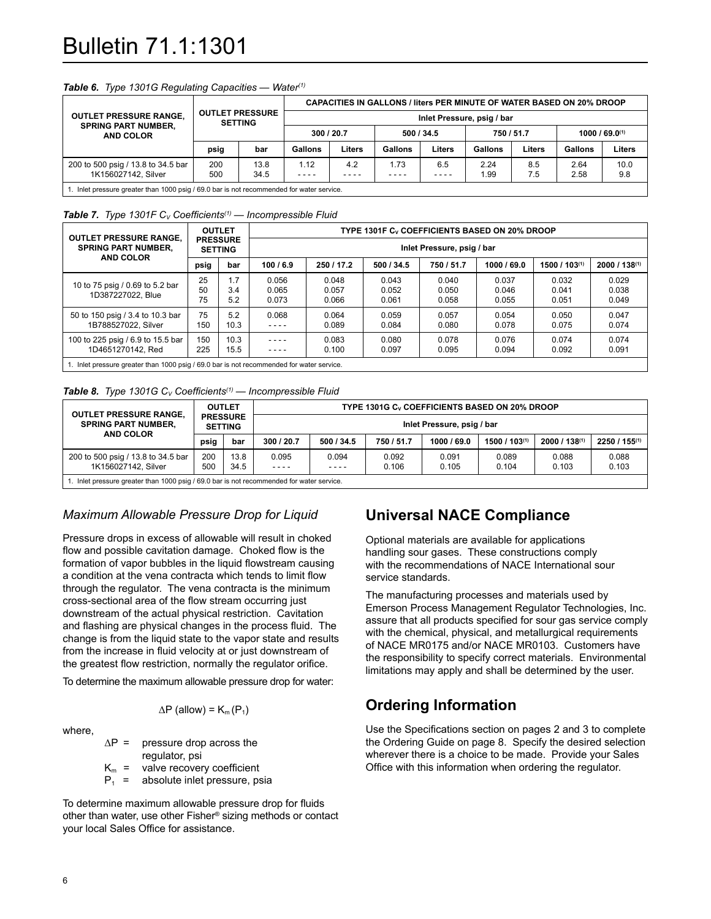*Table 6. Type 1301G Regulating Capacities — Water(1)*

| OUTLET PRESSURE RANGE, SPRING PART NUMBER, AND COLOR | OUTLET PRESSURE SETTING | | CAPACITIES IN GALLONS / liters PER MINUTE OF WATER BASED ON 20% DROOP | | | | | | | |
|---|---|---|---|---|---|---|---|---|---|---|
| | | | Inlet Pressure, psig / bar | | | | | | | |
| | | | 300 / 20.7 | | 500 / 34.5 | | 750 / 51.7 | | 1000 / 69.0(1) | |
| | psig | bar | Gallons | Liters | Gallons | Liters | Gallons | Liters | Gallons | Liters |
| 200 to 500 psig / 13.8 to 34.5 bar 1K156027142, Silver | 200<br>500 | 13.8<br>34.5 | 1.12<br>- - - - | 4.2<br>- - - - | 1.73<br>- - - - | 6.5<br>- - - - | 2.24<br>1.99 | 8.5<br>7.5 | 2.64<br>2.58 | 10.0<br>9.8 |

1. Inlet pressure greater than 1000 psig / 69.0 bar is not recommended for water service.

*Table 7. Type 1301F $C_V$ Coefficients(1) — Incompressible Fluid*

| OUTLET PRESSURE RANGE, SPRING PART NUMBER, AND COLOR | OUTLET PRESSURE SETTING | | TYPE 1301F $C_V$ COEFFICIENTS BASED ON 20% DROOP | | | | | | |
|---|---|---|---|---|---|---|---|---|---|
| | | | Inlet Pressure, psig / bar | | | | | | |
| | psig | bar | 100 / 6.9 | 250 / 17.2 | 500 / 34.5 | 750 / 51.7 | 1000 / 69.0 | 1500 / 103(1) | 2000 / 138(1) |
| 10 to 75 psig / 0.69 to 5.2 bar 1D387227022, Blue | 25<br>50<br>75 | 1.7<br>3.4<br>5.2 | 0.056<br>0.065<br>0.073 | 0.048<br>0.057<br>0.066 | 0.043<br>0.052<br>0.061 | 0.040<br>0.050<br>0.058 | 0.037<br>0.046<br>0.055 | 0.032<br>0.041<br>0.051 | 0.029<br>0.038<br>0.049 |
| 50 to 150 psig / 3.4 to 10.3 bar 1B788527022, Silver | 75<br>150 | 5.2<br>10.3 | 0.068<br>- - - - | 0.064<br>0.089 | 0.059<br>0.084 | 0.057<br>0.080 | 0.054<br>0.078 | 0.050<br>0.075 | 0.047<br>0.074 |
| 100 to 225 psig / 6.9 to 15.5 bar 1D4651270142, Red | 150<br>225 | 10.3<br>15.5 | - - - -<br>- - - - | 0.083<br>0.100 | 0.080<br>0.097 | 0.078<br>0.095 | 0.076<br>0.094 | 0.074<br>0.092 | 0.074<br>0.091 |

1. Inlet pressure greater than 1000 psig / 69.0 bar is not recommended for water service.

*Table 8. Type 1301G $C_V$ Coefficients(1) — Incompressible Fluid*

| OUTLET PRESSURE RANGE, SPRING PART NUMBER, AND COLOR | OUTLET PRESSURE SETTING | | TYPE 1301G $C_V$ COEFFICIENTS BASED ON 20% DROOP | | | | | | |
|---|---|---|---|---|---|---|---|---|---|
| | | | Inlet Pressure, psig / bar | | | | | | |
| | psig | bar | 300 / 20.7 | 500 / 34.5 | 750 / 51.7 | 1000 / 69.0 | 1500 / 103(1) | 2000 / 138(1) | 2250 / 155(1) |
| 200 to 500 psig / 13.8 to 34.5 bar 1K156027142, Silver | 200<br>500 | 13.8<br>34.5 | 0.095<br>- - - - | 0.094<br>- - - - | 0.092<br>0.106 | 0.091<br>0.105 | 0.089<br>0.104 | 0.088<br>0.103 | 0.088<br>0.103 |

1. Inlet pressure greater than 1000 psig / 69.0 bar is not recommended for water service.

### *Maximum Allowable Pressure Drop for Liquid*

Pressure drops in excess of allowable will result in choked flow and possible cavitation damage. Choked flow is the formation of vapor bubbles in the liquid flowstream causing a condition at the vena contracta which tends to limit flow through the regulator. The vena contracta is the minimum cross-sectional area of the flow stream occurring just downstream of the actual physical restriction. Cavitation and flashing are physical changes in the process fluid. The change is from the liquid state to the vapor state and results from the increase in fluid velocity at or just downstream of the greatest flow restriction, normally the regulator orifice.

To determine the maximum allowable pressure drop for water:

$$\Delta P \text{ (allow)} = K_m (P_1)$$

where,

$\Delta P$ = pressure drop across the regulator, psi

$K_m$ = valve recovery coefficient

$P_1$ = absolute inlet pressure, psia

To determine maximum allowable pressure drop for fluids other than water, use other Fisher® sizing methods or contact your local Sales Office for assistance.

## Universal NACE Compliance

Optional materials are available for applications handling sour gases. These constructions comply with the recommendations of NACE International sour service standards.

The manufacturing processes and materials used by Emerson Process Management Regulator Technologies, Inc. assure that all products specified for sour gas service comply with the chemical, physical, and metallurgical requirements of NACE MR0175 and/or NACE MR0103. Customers have the responsibility to specify correct materials. Environmental limitations may apply and shall be determined by the user.

## Ordering Information

Use the Specifications section on pages 2 and 3 to complete the Ordering Guide on page 8. Specify the desired selection wherever there is a choice to be made. Provide your Sales Office with this information when ordering the regulator.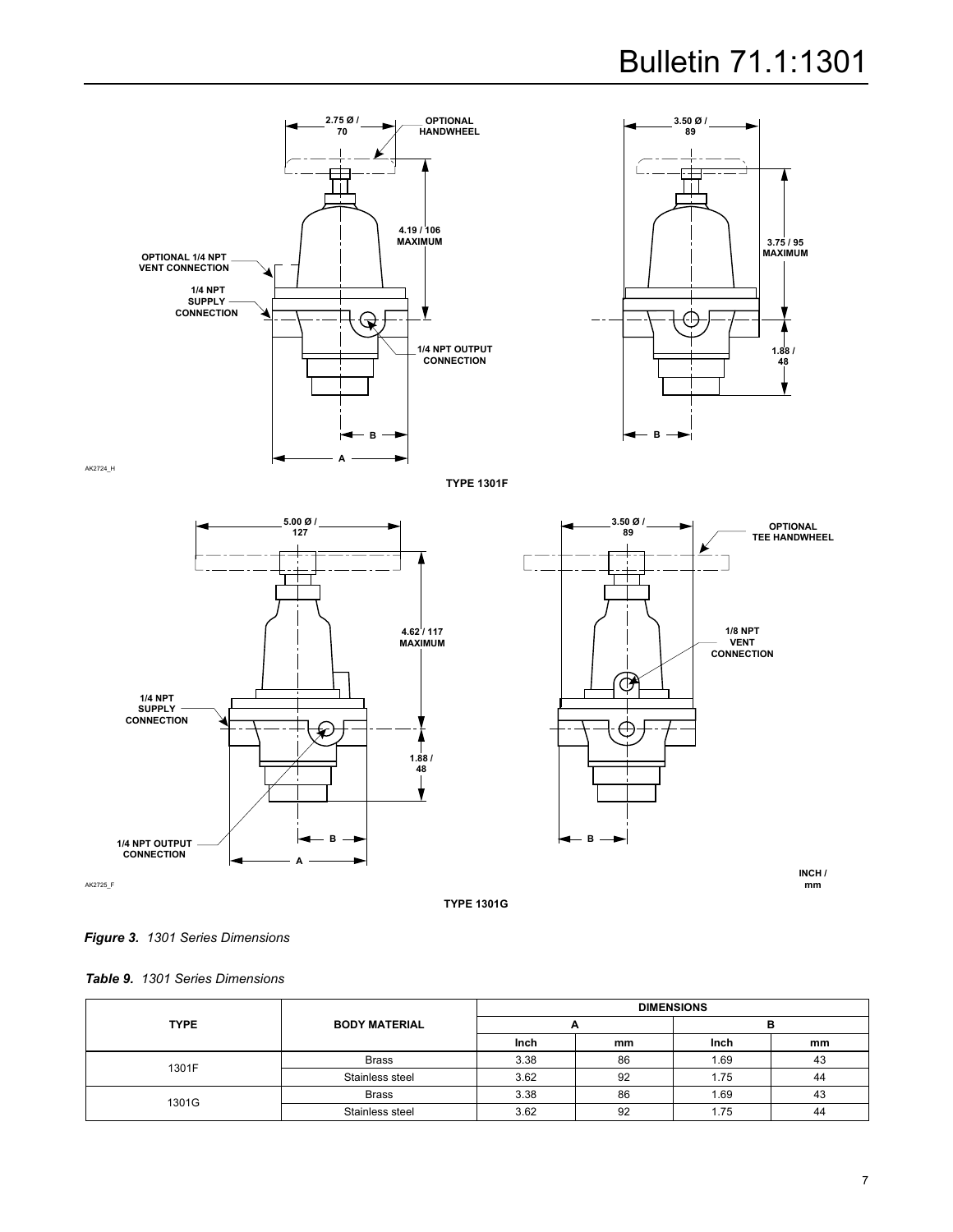AK2724_H

TYPE 1301F

2.75 Ø / 70

OPTIONAL HANDWHEEL

4.19 / 106 MAXIMUM

OPTIONAL 1/4 NPT VENT CONNECTION

1/4 NPT SUPPLY CONNECTION

1/4 NPT OUTPUT CONNECTION

3.50 Ø / 89

3.75 / 95 MAXIMUM

1.88 / 48

B

A

AK2725_F

TYPE 1301G

5.00 Ø / 127

4.62 / 117 MAXIMUM

1/4 NPT SUPPLY CONNECTION

1.88 / 48

1/4 NPT OUTPUT CONNECTION

3.50 Ø / 89

OPTIONAL TEE HANDWHEEL

1/8 NPT VENT CONNECTION

B

A

INCH / mm

*Figure 3. 1301 Series Dimensions*

*Table 9. 1301 Series Dimensions*

| TYPE | BODY MATERIAL | DIMENSIONS | | | |
|---|---|---|---|---|---|
| | | A | | B | |
| | | Inch | mm | Inch | mm |
| 1301F | Brass | 3.38 | 86 | 1.69 | 43 |
| | Stainless steel | 3.62 | 92 | 1.75 | 44 |
| 1301G | Brass | 3.38 | 86 | 1.69 | 43 |
| | Stainless steel | 3.62 | 92 | 1.75 | 44 |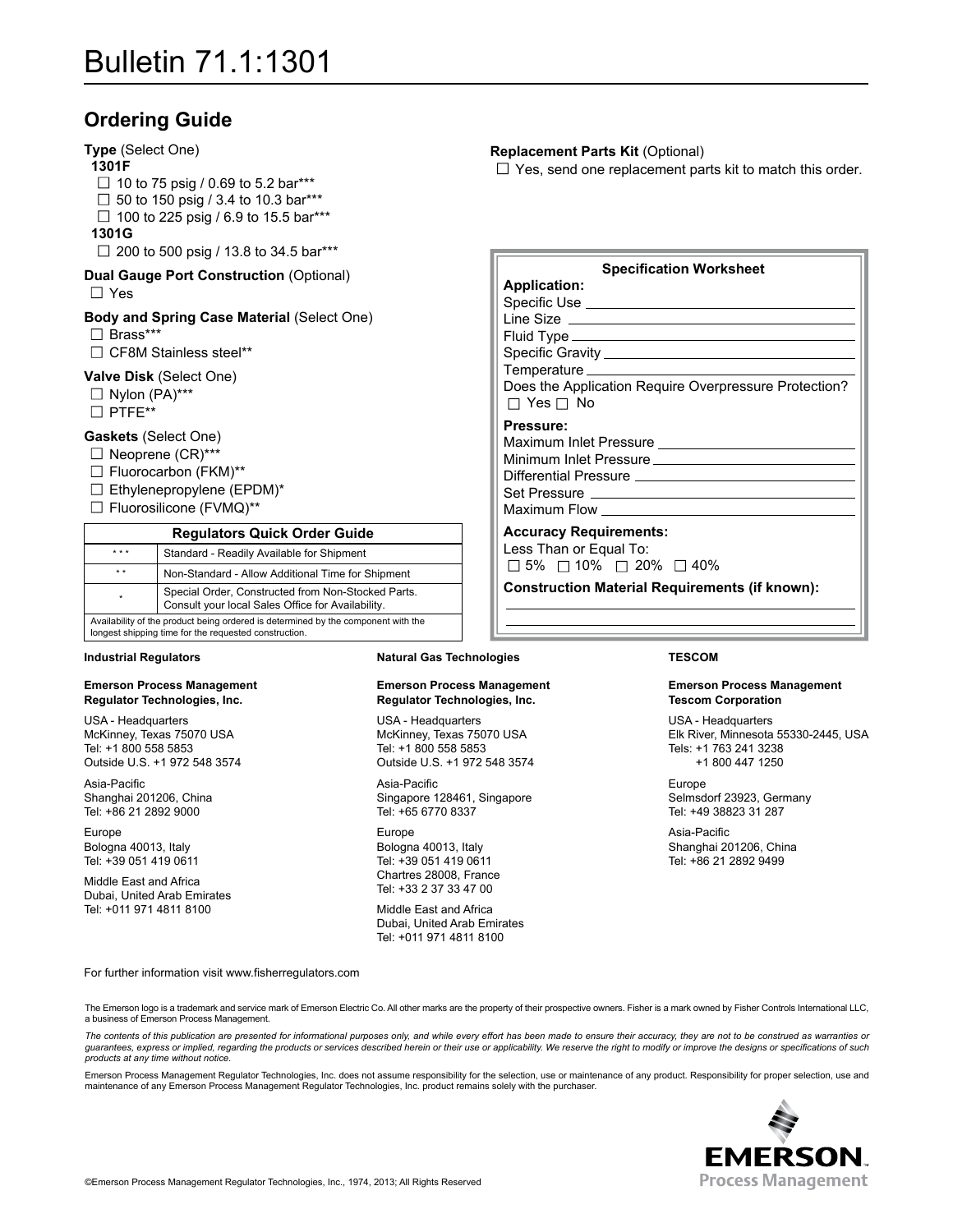## Ordering Guide

**Type** (Select One)

**1301F**

- ☐ 10 to 75 psig / 0.69 to 5.2 bar***
- ☐ 50 to 150 psig / 3.4 to 10.3 bar***
- ☐ 100 to 225 psig / 6.9 to 15.5 bar***

**1301G**

- ☐ 200 to 500 psig / 13.8 to 34.5 bar***

**Dual Gauge Port Construction** (Optional)

- ☐ Yes

**Body and Spring Case Material** (Select One)

- ☐ Brass***
- ☐ CF8M Stainless steel**

**Valve Disk** (Select One)

- ☐ Nylon (PA)***
- ☐ PTFE**

**Gaskets** (Select One)

- ☐ Neoprene (CR)***
- ☐ Fluorocarbon (FKM)**
- ☐ Ethylenepropylene (EPDM)*
- ☐ Fluorosilicone (FVMQ)**

| Regulators Quick Order Guide | |
|---|---|
| * * * | Standard - Readily Available for Shipment |
| * * | Non-Standard - Allow Additional Time for Shipment |
| * | Special Order, Constructed from Non-Stocked Parts. Consult your local Sales Office for Availability. |
| Availability of the product being ordered is determined by the component with the longest shipping time for the requested construction. | |

**Replacement Parts Kit** (Optional)

- ☐ Yes, send one replacement parts kit to match this order.

### Specification Worksheet

**Application:**

Specific Use ____________________

Line Size ____________________

Fluid Type ____________________

Specific Gravity ____________________

Temperature ____________________

Does the Application Require Overpressure Protection?
☐ Yes ☐ No

**Pressure:**

Maximum Inlet Pressure ____________________

Minimum Inlet Pressure ____________________

Differential Pressure ____________________

Set Pressure ____________________

Maximum Flow ____________________

**Accuracy Requirements:**

Less Than or Equal To:
☐ 5% ☐ 10% ☐ 20% ☐ 40%

**Construction Material Requirements (if known):**

____________________

____________________

**Industrial Regulators**

**Emerson Process Management**
**Regulator Technologies, Inc.**

USA - Headquarters
McKinney, Texas 75070 USA
Tel: +1 800 558 5853
Outside U.S. +1 972 548 3574

Asia-Pacific
Shanghai 201206, China
Tel: +86 21 2892 9000

Europe
Bologna 40013, Italy
Tel: +39 051 419 0611

Middle East and Africa
Dubai, United Arab Emirates
Tel: +011 971 4811 8100

**Natural Gas Technologies**

**Emerson Process Management**
**Regulator Technologies, Inc.**

USA - Headquarters
McKinney, Texas 75070 USA
Tel: +1 800 558 5853
Outside U.S. +1 972 548 3574

Asia-Pacific
Singapore 128461, Singapore
Tel: +65 6770 8337

Europe
Bologna 40013, Italy
Tel: +39 051 419 0611
Chartres 28008, France
Tel: +33 2 37 33 47 00

Middle East and Africa
Dubai, United Arab Emirates
Tel: +011 971 4811 8100

**TESCOM**

**Emerson Process Management**
**Tescom Corporation**

USA - Headquarters
Elk River, Minnesota 55330-2445, USA
Tels: +1 763 241 3238
+1 800 447 1250

Europe
Selmsdorf 23923, Germany
Tel: +49 38823 31 287

Asia-Pacific
Shanghai 201206, China
Tel: +86 21 2892 9499

For further information visit www.fisherregulators.com

The Emerson logo is a trademark and service mark of Emerson Electric Co. All other marks are the property of their prospective owners. Fisher is a mark owned by Fisher Controls International LLC, a business of Emerson Process Management.

*The contents of this publication are presented for informational purposes only, and while every effort has been made to ensure their accuracy, they are not to be construed as warranties or guarantees, express or implied, regarding the products or services described herein or their use or applicability. We reserve the right to modify or improve the designs or specifications of such products at any time without notice.*

Emerson Process Management Regulator Technologies, Inc. does not assume responsibility for the selection, use or maintenance of any product. Responsibility for proper selection, use and maintenance of any Emerson Process Management Regulator Technologies, Inc. product remains solely with the purchaser.

EMERSON. Process Management

©Emerson Process Management Regulator Technologies, Inc., 1974, 2013; All Rights Reserved